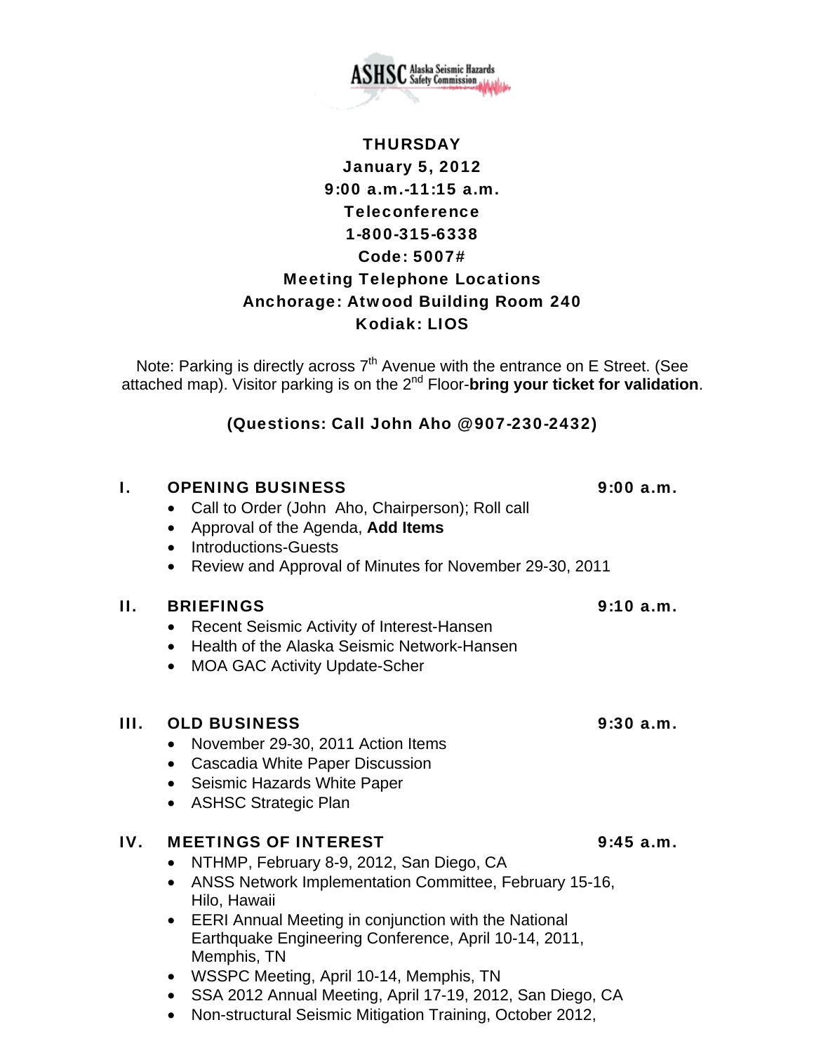ASHSC Alaska Seismic Hazards Safety Commission

**THURSDAY**
**January 5, 2012**
**9:00 a.m.-11:15 a.m.**
**Teleconference**
**1-800-315-6338**
**Code: 5007#**
**Meeting Telephone Locations**
**Anchorage: Atwood Building Room 240**
**Kodiak: LIOS**

Note: Parking is directly across 7th Avenue with the entrance on E Street. (See attached map). Visitor parking is on the 2nd Floor-**bring your ticket for validation**.

**(Questions: Call John Aho @907-230-2432)**

## I. OPENING BUSINESS 9:00 a.m.

- Call to Order (John Aho, Chairperson); Roll call
- Approval of the Agenda, **Add Items**
- Introductions-Guests
- Review and Approval of Minutes for November 29-30, 2011

## II. BRIEFINGS 9:10 a.m.

- Recent Seismic Activity of Interest-Hansen
- Health of the Alaska Seismic Network-Hansen
- MOA GAC Activity Update-Scher

## III. OLD BUSINESS 9:30 a.m.

- November 29-30, 2011 Action Items
- Cascadia White Paper Discussion
- Seismic Hazards White Paper
- ASHSC Strategic Plan

## IV. MEETINGS OF INTEREST 9:45 a.m.

- NTHMP, February 8-9, 2012, San Diego, CA
- ANSS Network Implementation Committee, February 15-16, Hilo, Hawaii
- EERI Annual Meeting in conjunction with the National Earthquake Engineering Conference, April 10-14, 2011, Memphis, TN
- WSSPC Meeting, April 10-14, Memphis, TN
- SSA 2012 Annual Meeting, April 17-19, 2012, San Diego, CA
- Non-structural Seismic Mitigation Training, October 2012,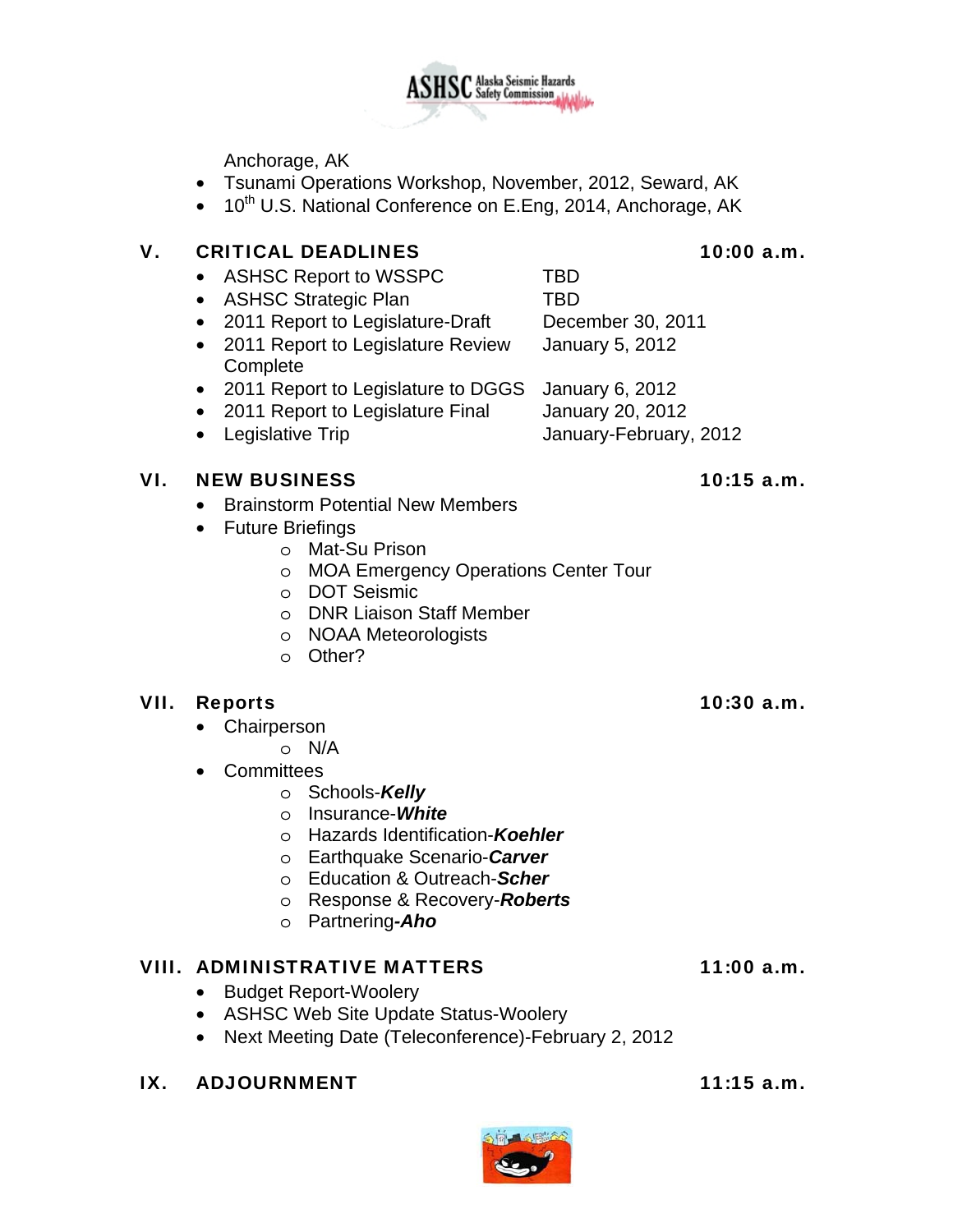Anchorage, AK

- Tsunami Operations Workshop, November, 2012, Seward, AK
- 10th U.S. National Conference on E.Eng, 2014, Anchorage, AK

## V. CRITICAL DEADLINES — 10:00 a.m.

| | |
|---|---|
| ASHSC Report to WSSPC | TBD |
| ASHSC Strategic Plan | TBD |
| 2011 Report to Legislature-Draft | December 30, 2011 |
| 2011 Report to Legislature Review Complete | January 5, 2012 |
| 2011 Report to Legislature to DGGS | January 6, 2012 |
| 2011 Report to Legislature Final | January 20, 2012 |
| Legislative Trip | January-February, 2012 |

## VI. NEW BUSINESS — 10:15 a.m.

- Brainstorm Potential New Members
- Future Briefings
  - Mat-Su Prison
  - MOA Emergency Operations Center Tour
  - DOT Seismic
  - DNR Liaison Staff Member
  - NOAA Meteorologists
  - Other?

## VII. Reports — 10:30 a.m.

- Chairperson
  - N/A
- Committees
  - Schools-***Kelly***
  - Insurance-***White***
  - Hazards Identification-***Koehler***
  - Earthquake Scenario-***Carver***
  - Education & Outreach-***Scher***
  - Response & Recovery-***Roberts***
  - Partnering***-Aho***

## VIII. ADMINISTRATIVE MATTERS — 11:00 a.m.

- Budget Report-Woolery
- ASHSC Web Site Update Status-Woolery
- Next Meeting Date (Teleconference)-February 2, 2012

## IX. ADJOURNMENT — 11:15 a.m.